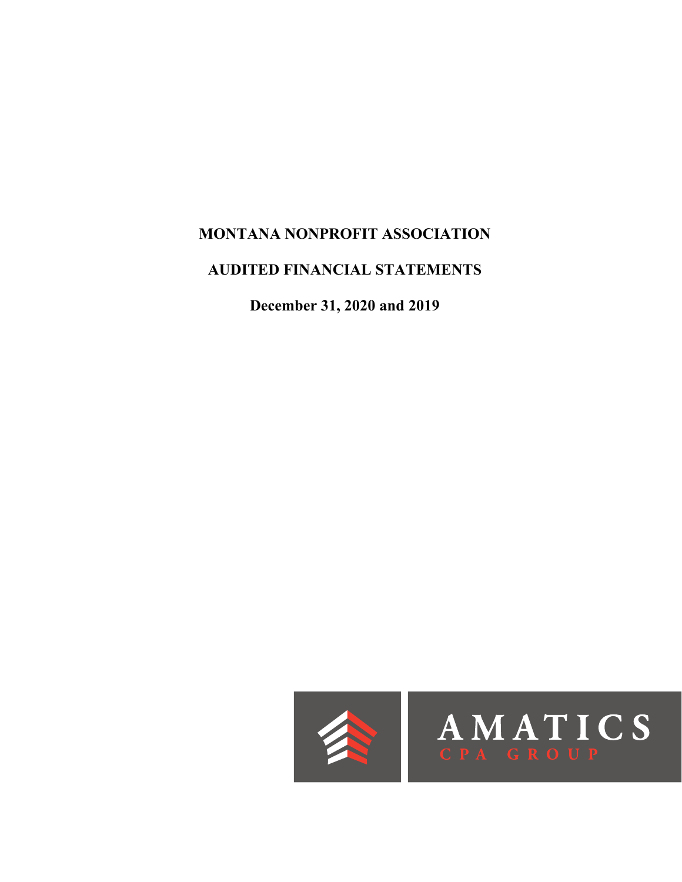# MONTANA NONPROFIT ASSOCIATION

## AUDITED FINANCIAL STATEMENTS

### December 31, 2020 and 2019

AMATICS
CPA GROUP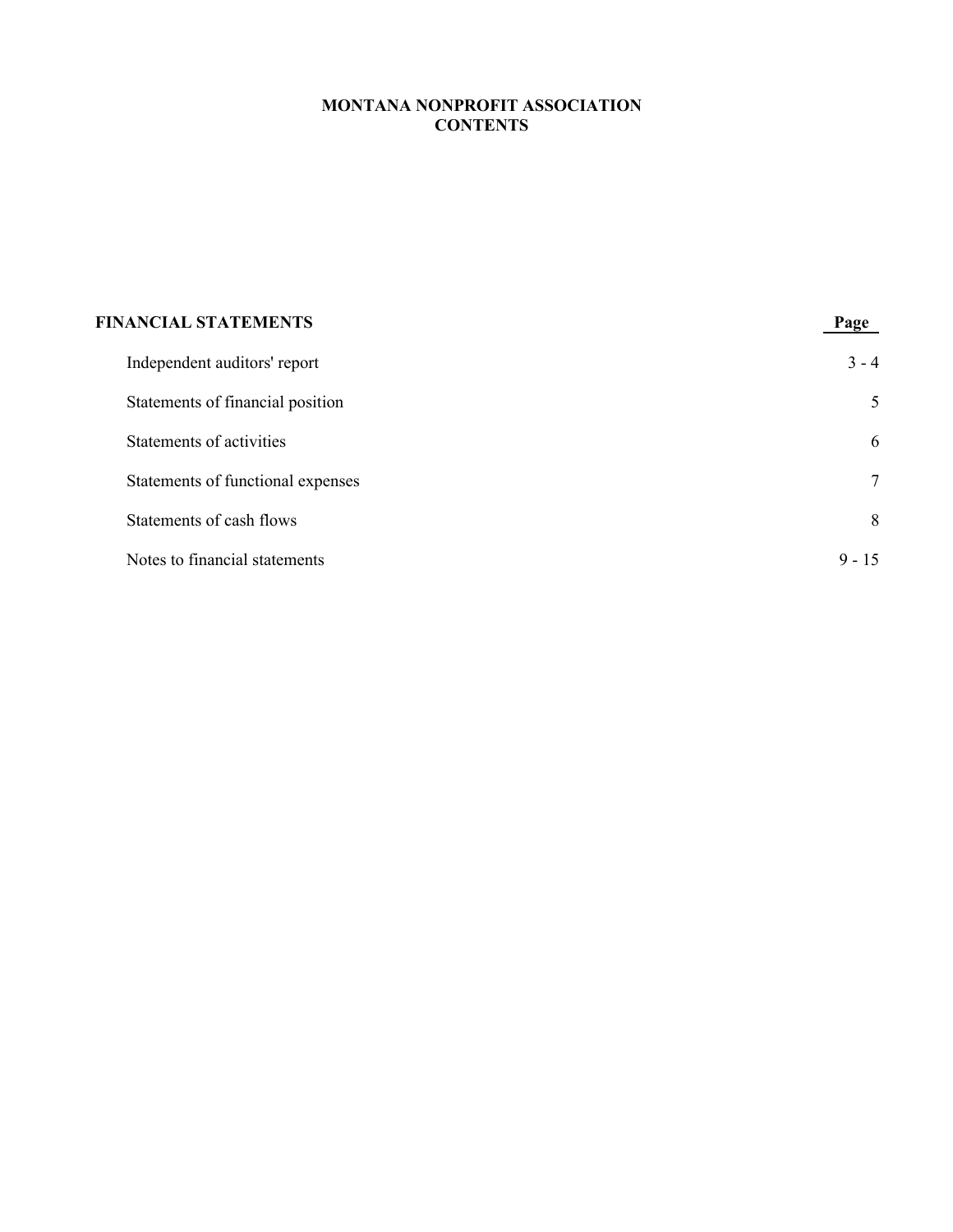# MONTANA NONPROFIT ASSOCIATION
## CONTENTS

| FINANCIAL STATEMENTS | Page |
|---|---|
| Independent auditors' report | 3 - 4 |
| Statements of financial position | 5 |
| Statements of activities | 6 |
| Statements of functional expenses | 7 |
| Statements of cash flows | 8 |
| Notes to financial statements | 9 - 15 |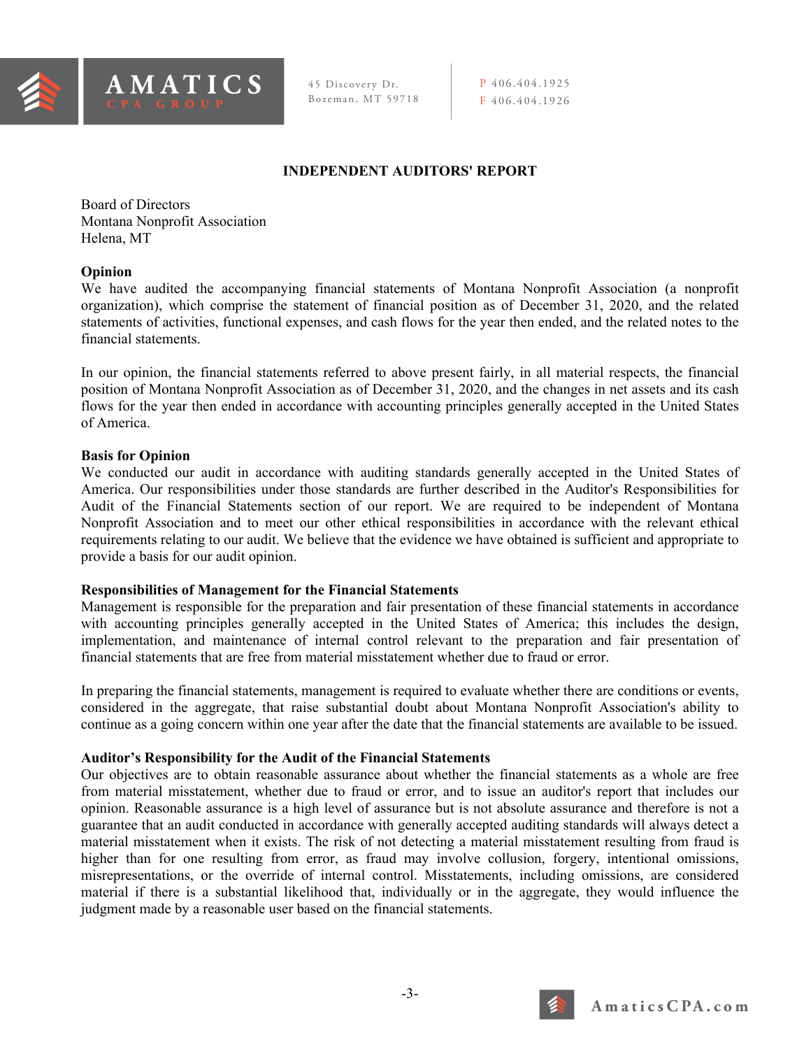AMATICS CPA GROUP

45 Discovery Dr.
Bozeman, MT 59718

P 406.404.1925
F 406.404.1926

## INDEPENDENT AUDITORS' REPORT

Board of Directors
Montana Nonprofit Association
Helena, MT

**Opinion**

We have audited the accompanying financial statements of Montana Nonprofit Association (a nonprofit organization), which comprise the statement of financial position as of December 31, 2020, and the related statements of activities, functional expenses, and cash flows for the year then ended, and the related notes to the financial statements.

In our opinion, the financial statements referred to above present fairly, in all material respects, the financial position of Montana Nonprofit Association as of December 31, 2020, and the changes in net assets and its cash flows for the year then ended in accordance with accounting principles generally accepted in the United States of America.

**Basis for Opinion**

We conducted our audit in accordance with auditing standards generally accepted in the United States of America. Our responsibilities under those standards are further described in the Auditor's Responsibilities for Audit of the Financial Statements section of our report. We are required to be independent of Montana Nonprofit Association and to meet our other ethical responsibilities in accordance with the relevant ethical requirements relating to our audit. We believe that the evidence we have obtained is sufficient and appropriate to provide a basis for our audit opinion.

**Responsibilities of Management for the Financial Statements**

Management is responsible for the preparation and fair presentation of these financial statements in accordance with accounting principles generally accepted in the United States of America; this includes the design, implementation, and maintenance of internal control relevant to the preparation and fair presentation of financial statements that are free from material misstatement whether due to fraud or error.

In preparing the financial statements, management is required to evaluate whether there are conditions or events, considered in the aggregate, that raise substantial doubt about Montana Nonprofit Association's ability to continue as a going concern within one year after the date that the financial statements are available to be issued.

**Auditor's Responsibility for the Audit of the Financial Statements**

Our objectives are to obtain reasonable assurance about whether the financial statements as a whole are free from material misstatement, whether due to fraud or error, and to issue an auditor's report that includes our opinion. Reasonable assurance is a high level of assurance but is not absolute assurance and therefore is not a guarantee that an audit conducted in accordance with generally accepted auditing standards will always detect a material misstatement when it exists. The risk of not detecting a material misstatement resulting from fraud is higher than for one resulting from error, as fraud may involve collusion, forgery, intentional omissions, misrepresentations, or the override of internal control. Misstatements, including omissions, are considered material if there is a substantial likelihood that, individually or in the aggregate, they would influence the judgment made by a reasonable user based on the financial statements.

AmaticsCPA.com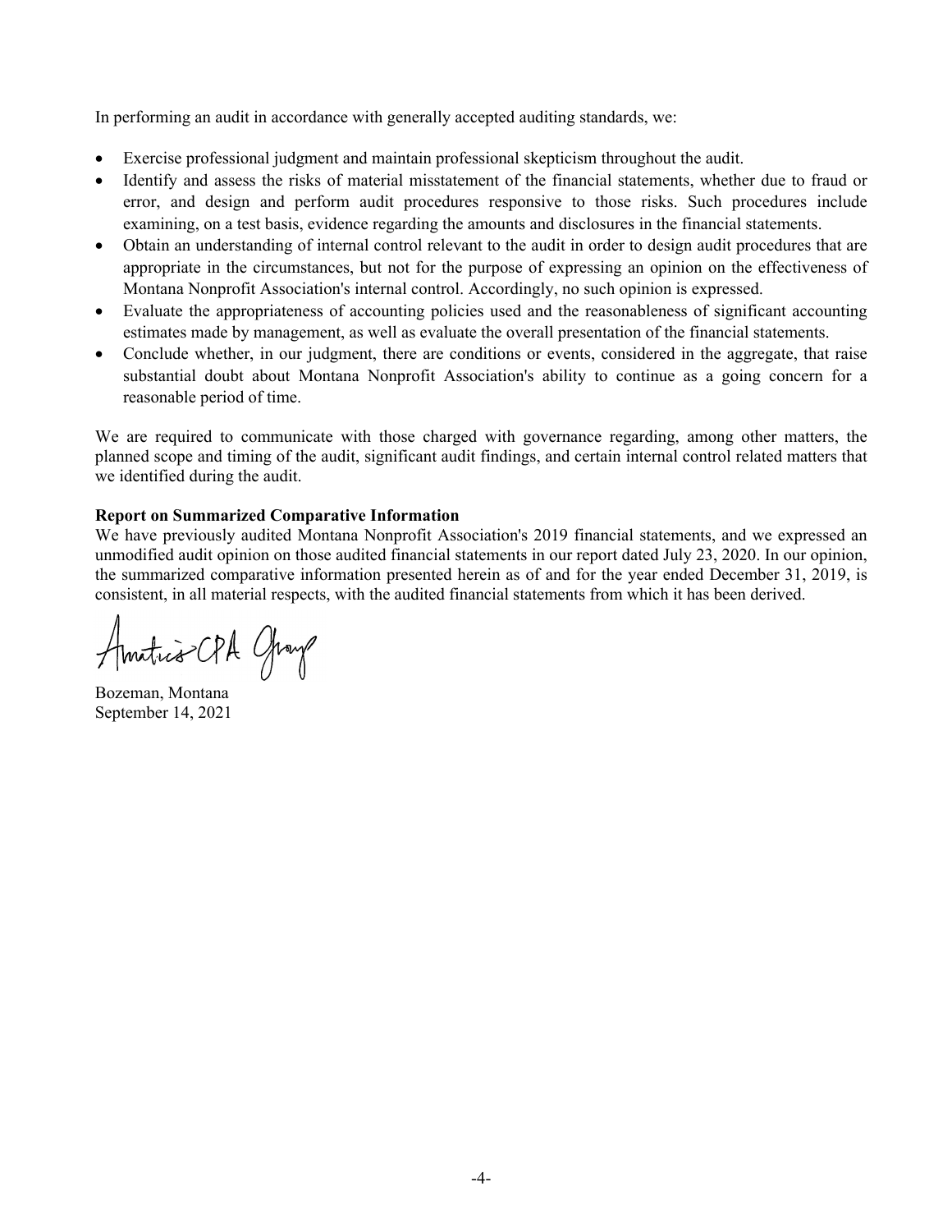In performing an audit in accordance with generally accepted auditing standards, we:

- Exercise professional judgment and maintain professional skepticism throughout the audit.
- Identify and assess the risks of material misstatement of the financial statements, whether due to fraud or error, and design and perform audit procedures responsive to those risks. Such procedures include examining, on a test basis, evidence regarding the amounts and disclosures in the financial statements.
- Obtain an understanding of internal control relevant to the audit in order to design audit procedures that are appropriate in the circumstances, but not for the purpose of expressing an opinion on the effectiveness of Montana Nonprofit Association's internal control. Accordingly, no such opinion is expressed.
- Evaluate the appropriateness of accounting policies used and the reasonableness of significant accounting estimates made by management, as well as evaluate the overall presentation of the financial statements.
- Conclude whether, in our judgment, there are conditions or events, considered in the aggregate, that raise substantial doubt about Montana Nonprofit Association's ability to continue as a going concern for a reasonable period of time.

We are required to communicate with those charged with governance regarding, among other matters, the planned scope and timing of the audit, significant audit findings, and certain internal control related matters that we identified during the audit.

**Report on Summarized Comparative Information**

We have previously audited Montana Nonprofit Association's 2019 financial statements, and we expressed an unmodified audit opinion on those audited financial statements in our report dated July 23, 2020. In our opinion, the summarized comparative information presented herein as of and for the year ended December 31, 2019, is consistent, in all material respects, with the audited financial statements from which it has been derived.

Amatics CPA Group

Bozeman, Montana
September 14, 2021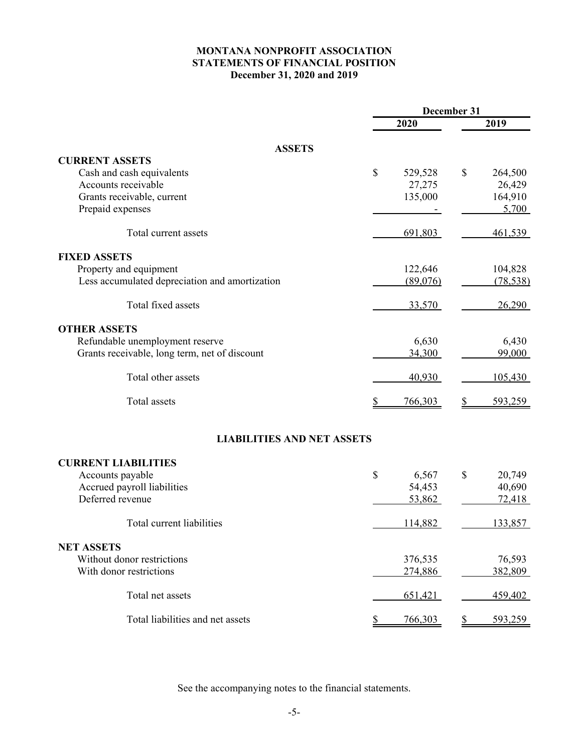# MONTANA NONPROFIT ASSOCIATION
## STATEMENTS OF FINANCIAL POSITION
### December 31, 2020 and 2019

| | December 31 | |
|---|---|---|
| | **2020** | **2019** |
| **ASSETS** | | |
| **CURRENT ASSETS** | | |
| Cash and cash equivalents | $ 529,528 | $ 264,500 |
| Accounts receivable | 27,275 | 26,429 |
| Grants receivable, current | 135,000 | 164,910 |
| Prepaid expenses | - | 5,700 |
| Total current assets | 691,803 | 461,539 |
| **FIXED ASSETS** | | |
| Property and equipment | 122,646 | 104,828 |
| Less accumulated depreciation and amortization | (89,076) | (78,538) |
| Total fixed assets | 33,570 | 26,290 |
| **OTHER ASSETS** | | |
| Refundable unemployment reserve | 6,630 | 6,430 |
| Grants receivable, long term, net of discount | 34,300 | 99,000 |
| Total other assets | 40,930 | 105,430 |
| Total assets | $ 766,303 | $ 593,259 |
| **LIABILITIES AND NET ASSETS** | | |
| **CURRENT LIABILITIES** | | |
| Accounts payable | $ 6,567 | $ 20,749 |
| Accrued payroll liabilities | 54,453 | 40,690 |
| Deferred revenue | 53,862 | 72,418 |
| Total current liabilities | 114,882 | 133,857 |
| **NET ASSETS** | | |
| Without donor restrictions | 376,535 | 76,593 |
| With donor restrictions | 274,886 | 382,809 |
| Total net assets | 651,421 | 459,402 |
| Total liabilities and net assets | $ 766,303 | $ 593,259 |

See the accompanying notes to the financial statements.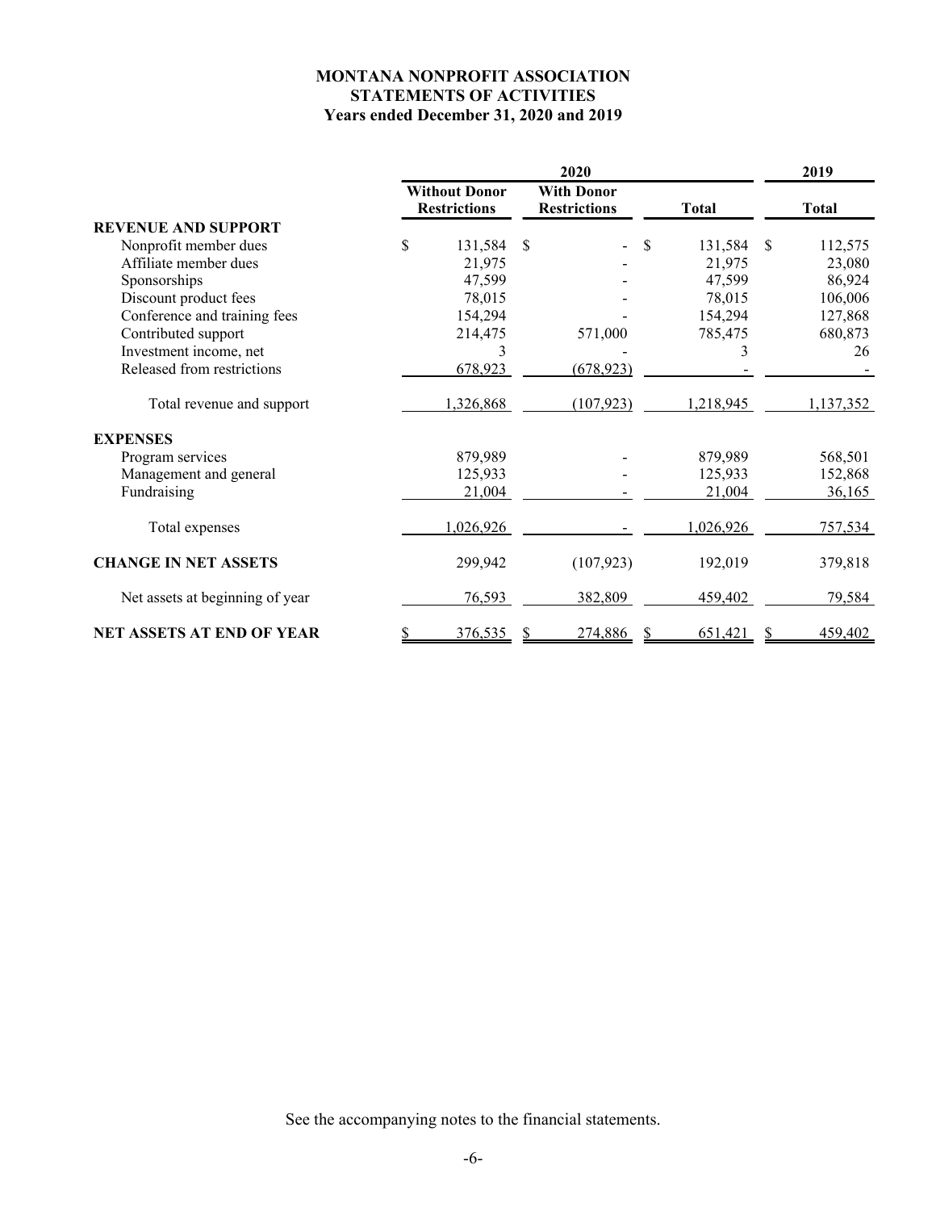# MONTANA NONPROFIT ASSOCIATION
## STATEMENTS OF ACTIVITIES
### Years ended December 31, 2020 and 2019

| | 2020 | | | 2019 |
|---|---|---|---|---|
| | Without Donor Restrictions | With Donor Restrictions | Total | Total |
| **REVENUE AND SUPPORT** | | | | |
| Nonprofit member dues | $ 131,584 | $ - | $ 131,584 | $ 112,575 |
| Affiliate member dues | 21,975 | - | 21,975 | 23,080 |
| Sponsorships | 47,599 | - | 47,599 | 86,924 |
| Discount product fees | 78,015 | - | 78,015 | 106,006 |
| Conference and training fees | 154,294 | - | 154,294 | 127,868 |
| Contributed support | 214,475 | 571,000 | 785,475 | 680,873 |
| Investment income, net | 3 | - | 3 | 26 |
| Released from restrictions | 678,923 | (678,923) | - | - |
| Total revenue and support | 1,326,868 | (107,923) | 1,218,945 | 1,137,352 |
| **EXPENSES** | | | | |
| Program services | 879,989 | - | 879,989 | 568,501 |
| Management and general | 125,933 | - | 125,933 | 152,868 |
| Fundraising | 21,004 | - | 21,004 | 36,165 |
| Total expenses | 1,026,926 | - | 1,026,926 | 757,534 |
| **CHANGE IN NET ASSETS** | 299,942 | (107,923) | 192,019 | 379,818 |
| Net assets at beginning of year | 76,593 | 382,809 | 459,402 | 79,584 |
| **NET ASSETS AT END OF YEAR** | $ 376,535 | $ 274,886 | $ 651,421 | $ 459,402 |

See the accompanying notes to the financial statements.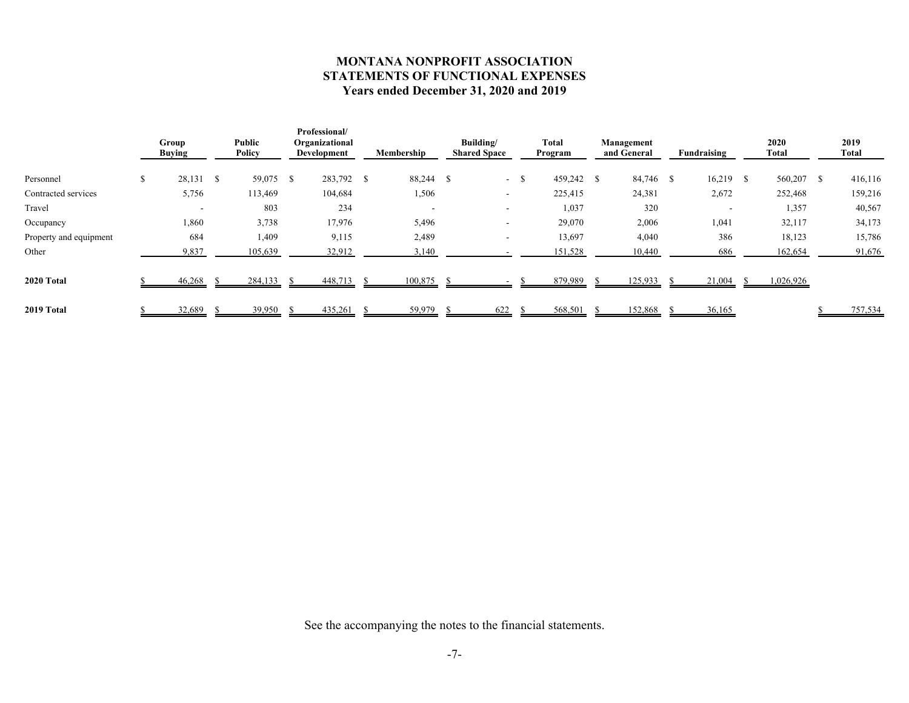# MONTANA NONPROFIT ASSOCIATION
## STATEMENTS OF FUNCTIONAL EXPENSES
### Years ended December 31, 2020 and 2019

| | Group Buying | Public Policy | Professional/ Organizational Development | Membership | Building/ Shared Space | Total Program | Management and General | Fundraising | 2020 Total | 2019 Total |
|---|---|---|---|---|---|---|---|---|---|---|
| Personnel | $ 28,131 | $ 59,075 | $ 283,792 | $ 88,244 | $ - | $ 459,242 | $ 84,746 | $ 16,219 | $ 560,207 | $ 416,116 |
| Contracted services | 5,756 | 113,469 | 104,684 | 1,506 | - | 225,415 | 24,381 | 2,672 | 252,468 | 159,216 |
| Travel | - | 803 | 234 | - | - | 1,037 | 320 | - | 1,357 | 40,567 |
| Occupancy | 1,860 | 3,738 | 17,976 | 5,496 | - | 29,070 | 2,006 | 1,041 | 32,117 | 34,173 |
| Property and equipment | 684 | 1,409 | 9,115 | 2,489 | - | 13,697 | 4,040 | 386 | 18,123 | 15,786 |
| Other | 9,837 | 105,639 | 32,912 | 3,140 | - | 151,528 | 10,440 | 686 | 162,654 | 91,676 |
| **2020 Total** | $ 46,268 | $ 284,133 | $ 448,713 | $ 100,875 | $ - | $ 879,989 | $ 125,933 | $ 21,004 | $ 1,026,926 | |
| **2019 Total** | $ 32,689 | $ 39,950 | $ 435,261 | $ 59,979 | $ 622 | $ 568,501 | $ 152,868 | $ 36,165 | | $ 757,534 |

See the accompanying the notes to the financial statements.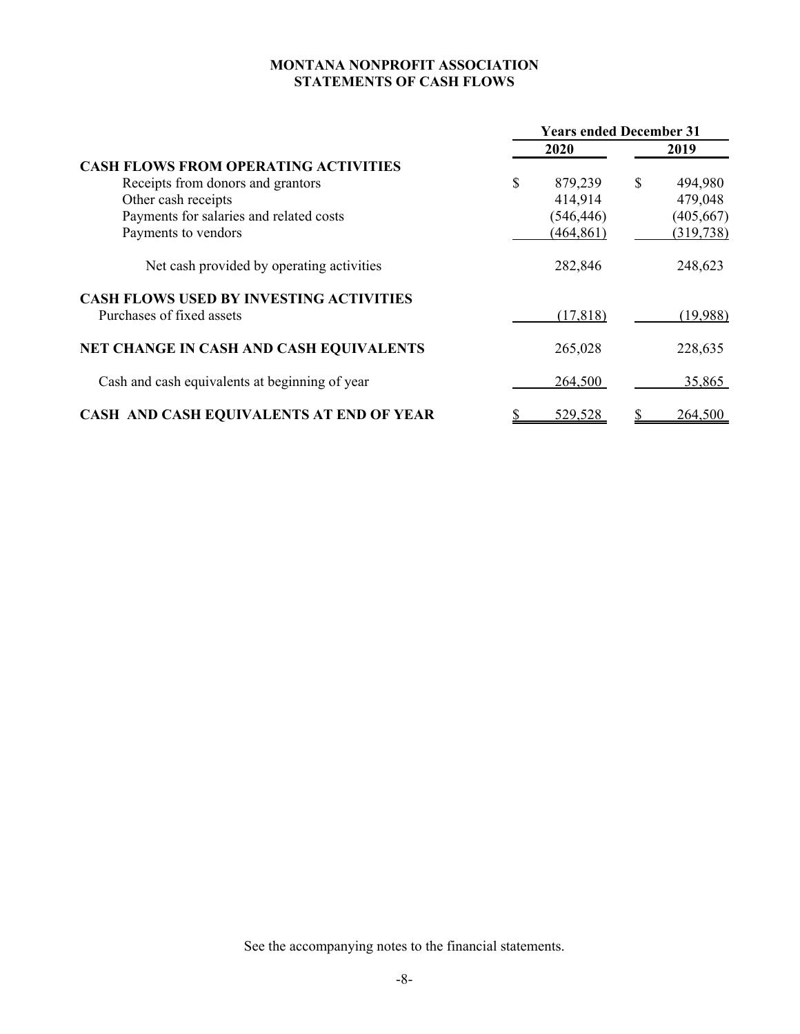**MONTANA NONPROFIT ASSOCIATION**
**STATEMENTS OF CASH FLOWS**

| | Years ended December 31 | |
|---|---|---|
| | **2020** | **2019** |
| **CASH FLOWS FROM OPERATING ACTIVITIES** | | |
| Receipts from donors and grantors | $ 879,239 | $ 494,980 |
| Other cash receipts | 414,914 | 479,048 |
| Payments for salaries and related costs | (546,446) | (405,667) |
| Payments to vendors | (464,861) | (319,738) |
| Net cash provided by operating activities | 282,846 | 248,623 |
| **CASH FLOWS USED BY INVESTING ACTIVITIES** | | |
| Purchases of fixed assets | (17,818) | (19,988) |
| **NET CHANGE IN CASH AND CASH EQUIVALENTS** | 265,028 | 228,635 |
| Cash and cash equivalents at beginning of year | 264,500 | 35,865 |
| **CASH AND CASH EQUIVALENTS AT END OF YEAR** | $ 529,528 | $ 264,500 |

See the accompanying notes to the financial statements.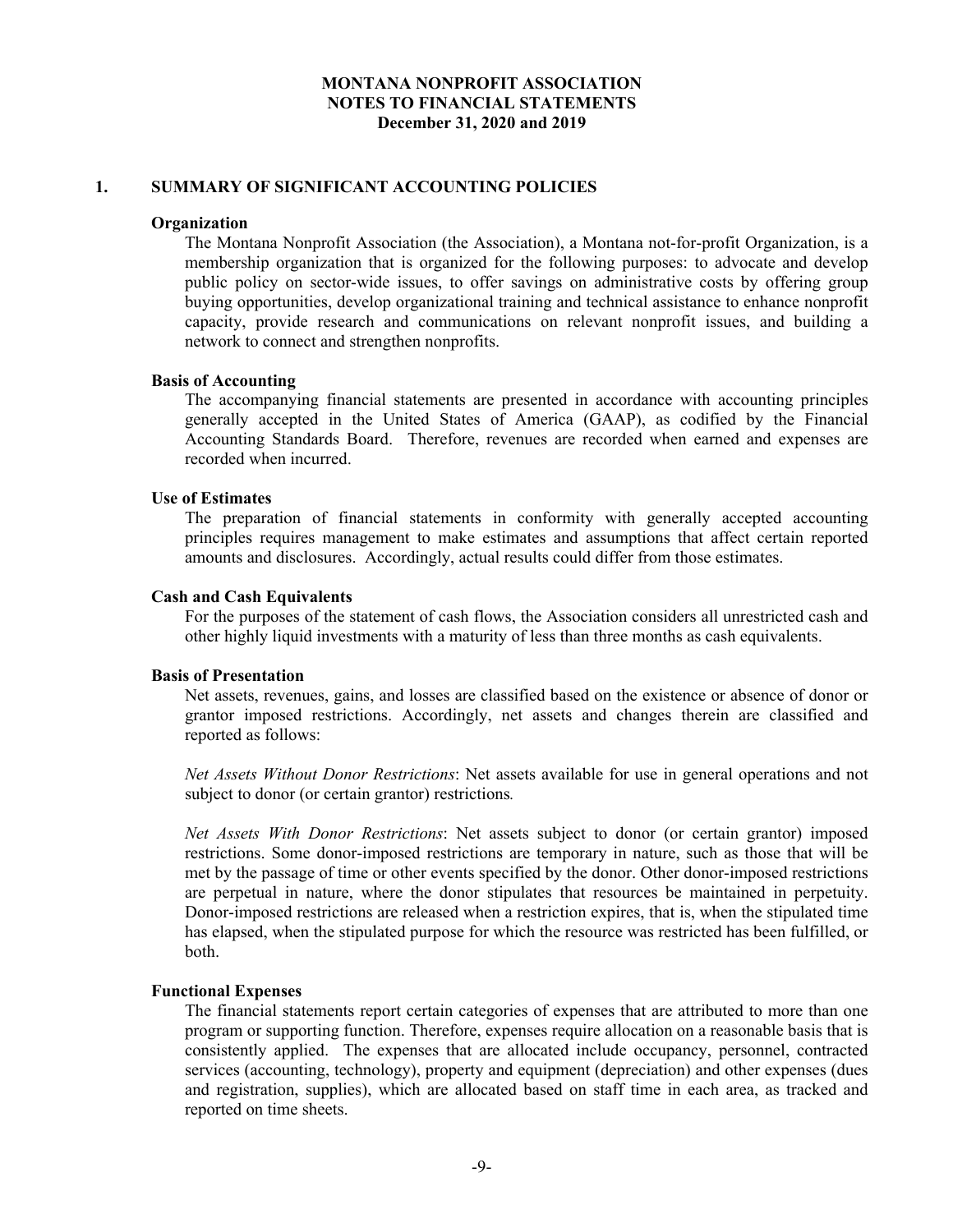# MONTANA NONPROFIT ASSOCIATION
## NOTES TO FINANCIAL STATEMENTS
### December 31, 2020 and 2019

## 1. SUMMARY OF SIGNIFICANT ACCOUNTING POLICIES

**Organization**

The Montana Nonprofit Association (the Association), a Montana not-for-profit Organization, is a membership organization that is organized for the following purposes: to advocate and develop public policy on sector-wide issues, to offer savings on administrative costs by offering group buying opportunities, develop organizational training and technical assistance to enhance nonprofit capacity, provide research and communications on relevant nonprofit issues, and building a network to connect and strengthen nonprofits.

**Basis of Accounting**

The accompanying financial statements are presented in accordance with accounting principles generally accepted in the United States of America (GAAP), as codified by the Financial Accounting Standards Board. Therefore, revenues are recorded when earned and expenses are recorded when incurred.

**Use of Estimates**

The preparation of financial statements in conformity with generally accepted accounting principles requires management to make estimates and assumptions that affect certain reported amounts and disclosures. Accordingly, actual results could differ from those estimates.

**Cash and Cash Equivalents**

For the purposes of the statement of cash flows, the Association considers all unrestricted cash and other highly liquid investments with a maturity of less than three months as cash equivalents.

**Basis of Presentation**

Net assets, revenues, gains, and losses are classified based on the existence or absence of donor or grantor imposed restrictions. Accordingly, net assets and changes therein are classified and reported as follows:

*Net Assets Without Donor Restrictions*: Net assets available for use in general operations and not subject to donor (or certain grantor) restrictions.

*Net Assets With Donor Restrictions*: Net assets subject to donor (or certain grantor) imposed restrictions. Some donor-imposed restrictions are temporary in nature, such as those that will be met by the passage of time or other events specified by the donor. Other donor-imposed restrictions are perpetual in nature, where the donor stipulates that resources be maintained in perpetuity. Donor-imposed restrictions are released when a restriction expires, that is, when the stipulated time has elapsed, when the stipulated purpose for which the resource was restricted has been fulfilled, or both.

**Functional Expenses**

The financial statements report certain categories of expenses that are attributed to more than one program or supporting function. Therefore, expenses require allocation on a reasonable basis that is consistently applied. The expenses that are allocated include occupancy, personnel, contracted services (accounting, technology), property and equipment (depreciation) and other expenses (dues and registration, supplies), which are allocated based on staff time in each area, as tracked and reported on time sheets.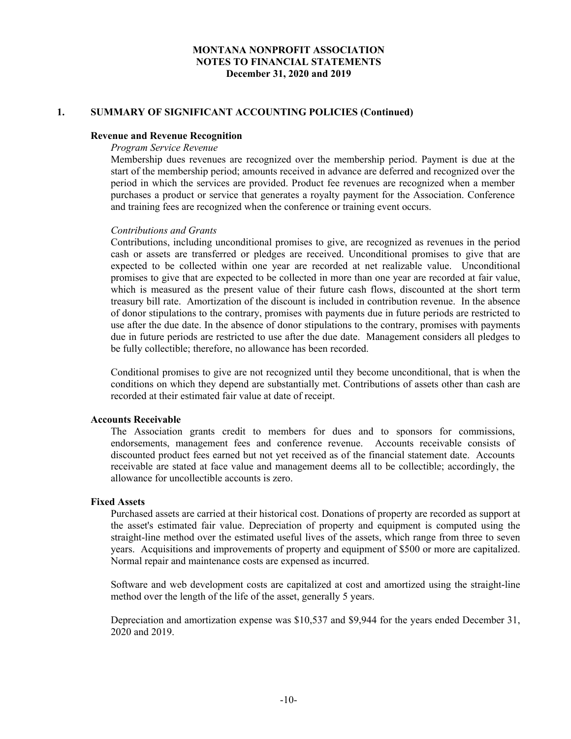**MONTANA NONPROFIT ASSOCIATION**
**NOTES TO FINANCIAL STATEMENTS**
**December 31, 2020 and 2019**

## 1. SUMMARY OF SIGNIFICANT ACCOUNTING POLICIES (Continued)

### Revenue and Revenue Recognition

*Program Service Revenue*

Membership dues revenues are recognized over the membership period. Payment is due at the start of the membership period; amounts received in advance are deferred and recognized over the period in which the services are provided. Product fee revenues are recognized when a member purchases a product or service that generates a royalty payment for the Association. Conference and training fees are recognized when the conference or training event occurs.

*Contributions and Grants*

Contributions, including unconditional promises to give, are recognized as revenues in the period cash or assets are transferred or pledges are received. Unconditional promises to give that are expected to be collected within one year are recorded at net realizable value. Unconditional promises to give that are expected to be collected in more than one year are recorded at fair value, which is measured as the present value of their future cash flows, discounted at the short term treasury bill rate. Amortization of the discount is included in contribution revenue. In the absence of donor stipulations to the contrary, promises with payments due in future periods are restricted to use after the due date. In the absence of donor stipulations to the contrary, promises with payments due in future periods are restricted to use after the due date. Management considers all pledges to be fully collectible; therefore, no allowance has been recorded.

Conditional promises to give are not recognized until they become unconditional, that is when the conditions on which they depend are substantially met. Contributions of assets other than cash are recorded at their estimated fair value at date of receipt.

### Accounts Receivable

The Association grants credit to members for dues and to sponsors for commissions, endorsements, management fees and conference revenue. Accounts receivable consists of discounted product fees earned but not yet received as of the financial statement date. Accounts receivable are stated at face value and management deems all to be collectible; accordingly, the allowance for uncollectible accounts is zero.

### Fixed Assets

Purchased assets are carried at their historical cost. Donations of property are recorded as support at the asset's estimated fair value. Depreciation of property and equipment is computed using the straight-line method over the estimated useful lives of the assets, which range from three to seven years. Acquisitions and improvements of property and equipment of $500 or more are capitalized. Normal repair and maintenance costs are expensed as incurred.

Software and web development costs are capitalized at cost and amortized using the straight-line method over the length of the life of the asset, generally 5 years.

Depreciation and amortization expense was $10,537 and $9,944 for the years ended December 31, 2020 and 2019.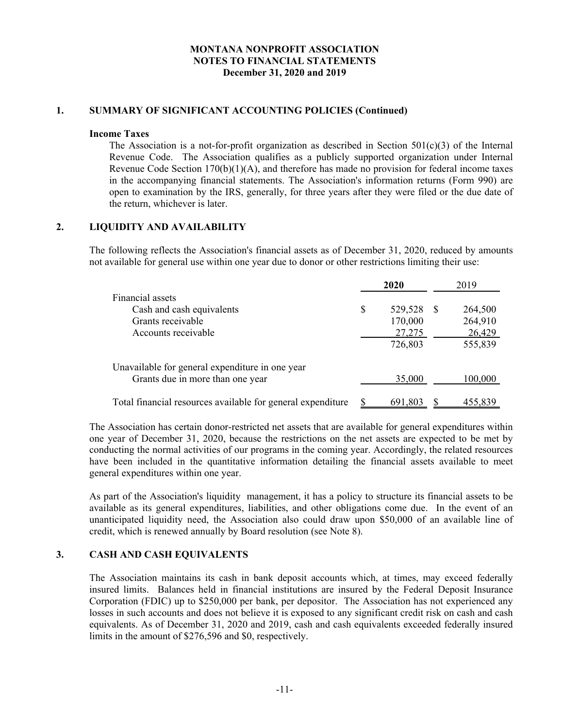**MONTANA NONPROFIT ASSOCIATION**
**NOTES TO FINANCIAL STATEMENTS**
**December 31, 2020 and 2019**

## 1. SUMMARY OF SIGNIFICANT ACCOUNTING POLICIES (Continued)

### Income Taxes

The Association is a not-for-profit organization as described in Section 501(c)(3) of the Internal Revenue Code. The Association qualifies as a publicly supported organization under Internal Revenue Code Section 170(b)(1)(A), and therefore has made no provision for federal income taxes in the accompanying financial statements. The Association's information returns (Form 990) are open to examination by the IRS, generally, for three years after they were filed or the due date of the return, whichever is later.

## 2. LIQUIDITY AND AVAILABILITY

The following reflects the Association's financial assets as of December 31, 2020, reduced by amounts not available for general use within one year due to donor or other restrictions limiting their use:

| | **2020** | 2019 |
|---|---|---|
| Financial assets | | |
| Cash and cash equivalents | $ 529,528 | $ 264,500 |
| Grants receivable | 170,000 | 264,910 |
| Accounts receivable | 27,275 | 26,429 |
| | 726,803 | 555,839 |
| Unavailable for general expenditure in one year | | |
| Grants due in more than one year | 35,000 | 100,000 |
| Total financial resources available for general expenditure | $ 691,803 | $ 455,839 |

The Association has certain donor-restricted net assets that are available for general expenditures within one year of December 31, 2020, because the restrictions on the net assets are expected to be met by conducting the normal activities of our programs in the coming year. Accordingly, the related resources have been included in the quantitative information detailing the financial assets available to meet general expenditures within one year.

As part of the Association's liquidity management, it has a policy to structure its financial assets to be available as its general expenditures, liabilities, and other obligations come due. In the event of an unanticipated liquidity need, the Association also could draw upon $50,000 of an available line of credit, which is renewed annually by Board resolution (see Note 8).

## 3. CASH AND CASH EQUIVALENTS

The Association maintains its cash in bank deposit accounts which, at times, may exceed federally insured limits. Balances held in financial institutions are insured by the Federal Deposit Insurance Corporation (FDIC) up to $250,000 per bank, per depositor. The Association has not experienced any losses in such accounts and does not believe it is exposed to any significant credit risk on cash and cash equivalents. As of December 31, 2020 and 2019, cash and cash equivalents exceeded federally insured limits in the amount of $276,596 and $0, respectively.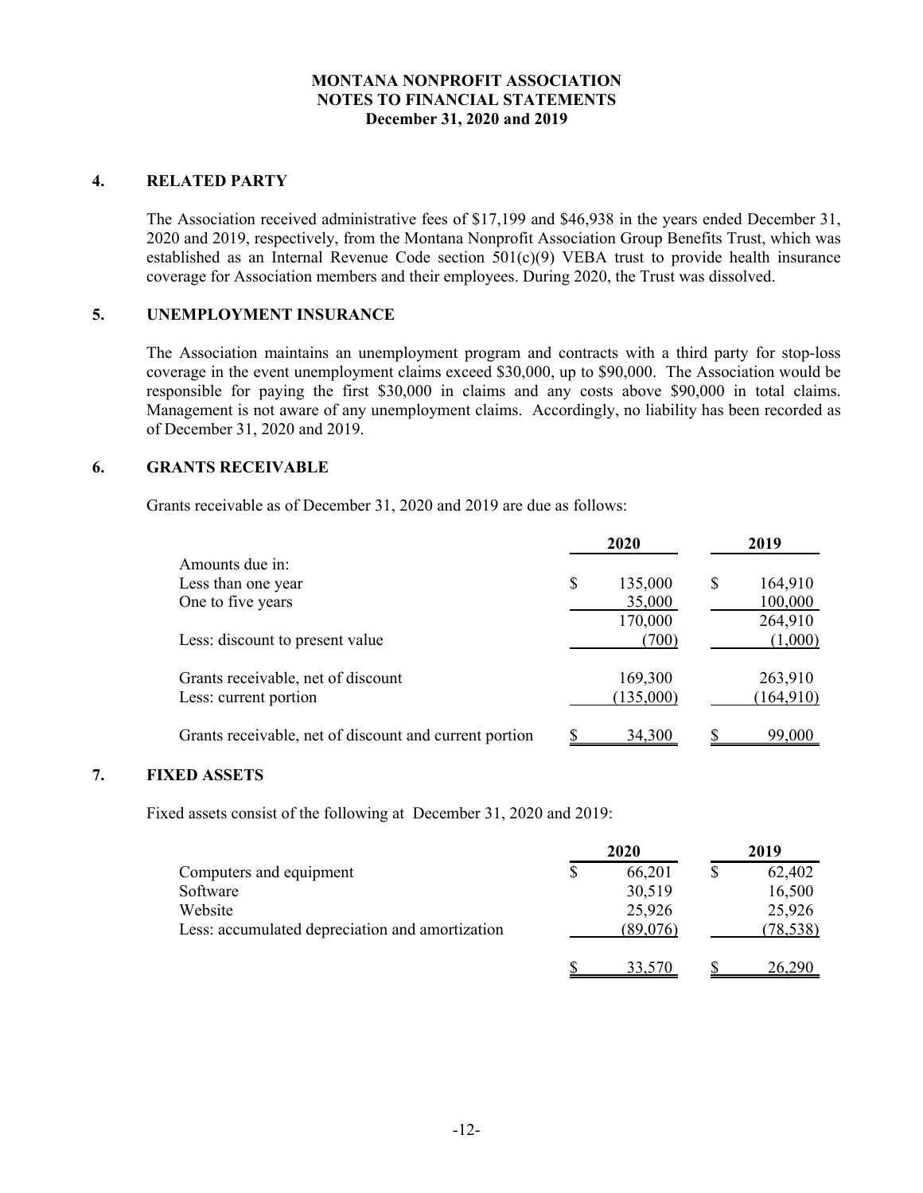**MONTANA NONPROFIT ASSOCIATION**
**NOTES TO FINANCIAL STATEMENTS**
**December 31, 2020 and 2019**

## 4. RELATED PARTY

The Association received administrative fees of $17,199 and $46,938 in the years ended December 31, 2020 and 2019, respectively, from the Montana Nonprofit Association Group Benefits Trust, which was established as an Internal Revenue Code section 501(c)(9) VEBA trust to provide health insurance coverage for Association members and their employees. During 2020, the Trust was dissolved.

## 5. UNEMPLOYMENT INSURANCE

The Association maintains an unemployment program and contracts with a third party for stop-loss coverage in the event unemployment claims exceed $30,000, up to $90,000. The Association would be responsible for paying the first $30,000 in claims and any costs above $90,000 in total claims. Management is not aware of any unemployment claims. Accordingly, no liability has been recorded as of December 31, 2020 and 2019.

## 6. GRANTS RECEIVABLE

Grants receivable as of December 31, 2020 and 2019 are due as follows:

| | 2020 | 2019 |
|---|---|---|
| Amounts due in: | | |
| Less than one year | $ 135,000 | $ 164,910 |
| One to five years | 35,000 | 100,000 |
| | 170,000 | 264,910 |
| Less: discount to present value | (700) | (1,000) |
| Grants receivable, net of discount | 169,300 | 263,910 |
| Less: current portion | (135,000) | (164,910) |
| Grants receivable, net of discount and current portion | $ 34,300 | $ 99,000 |

## 7. FIXED ASSETS

Fixed assets consist of the following at December 31, 2020 and 2019:

| | 2020 | 2019 |
|---|---|---|
| Computers and equipment | $ 66,201 | $ 62,402 |
| Software | 30,519 | 16,500 |
| Website | 25,926 | 25,926 |
| Less: accumulated depreciation and amortization | (89,076) | (78,538) |
| | $ 33,570 | $ 26,290 |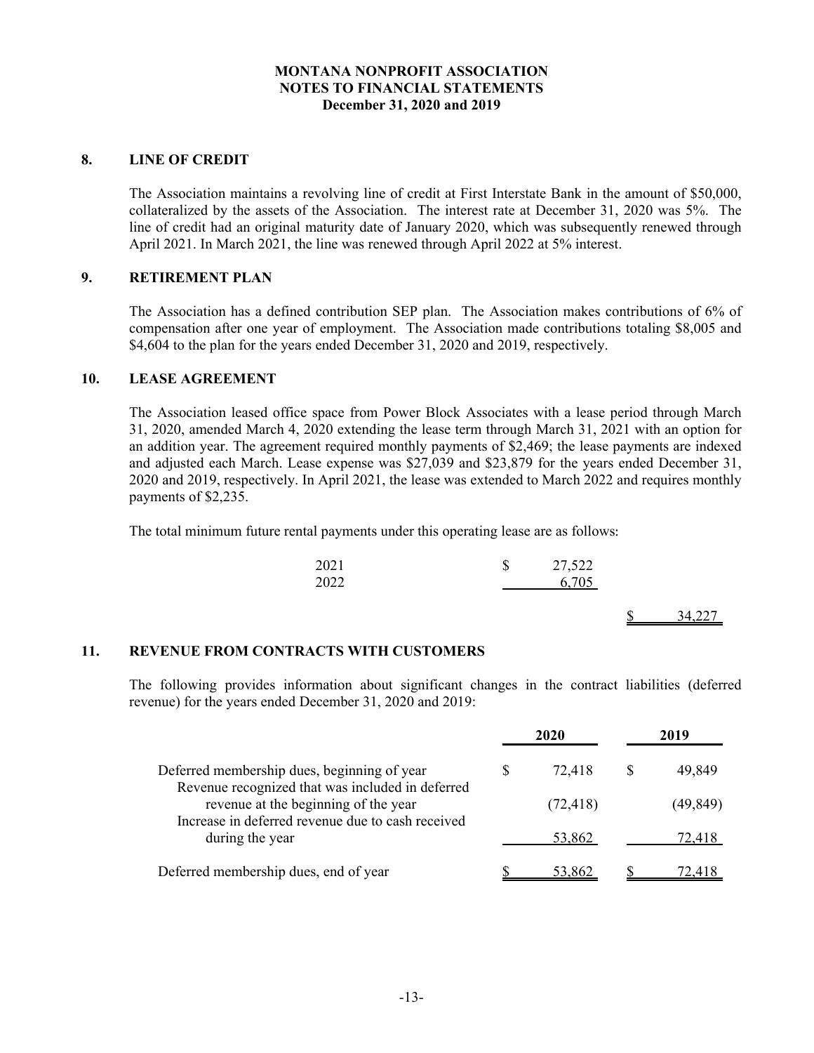**MONTANA NONPROFIT ASSOCIATION**
**NOTES TO FINANCIAL STATEMENTS**
**December 31, 2020 and 2019**

## 8. LINE OF CREDIT

The Association maintains a revolving line of credit at First Interstate Bank in the amount of $50,000, collateralized by the assets of the Association. The interest rate at December 31, 2020 was 5%. The line of credit had an original maturity date of January 2020, which was subsequently renewed through April 2021. In March 2021, the line was renewed through April 2022 at 5% interest.

## 9. RETIREMENT PLAN

The Association has a defined contribution SEP plan. The Association makes contributions of 6% of compensation after one year of employment. The Association made contributions totaling $8,005 and $4,604 to the plan for the years ended December 31, 2020 and 2019, respectively.

## 10. LEASE AGREEMENT

The Association leased office space from Power Block Associates with a lease period through March 31, 2020, amended March 4, 2020 extending the lease term through March 31, 2021 with an option for an addition year. The agreement required monthly payments of $2,469; the lease payments are indexed and adjusted each March. Lease expense was $27,039 and $23,879 for the years ended December 31, 2020 and 2019, respectively. In April 2021, the lease was extended to March 2022 and requires monthly payments of $2,235.

The total minimum future rental payments under this operating lease are as follows:

| | | |
|---|---|---|
| 2021 | $ 27,522 | |
| 2022 | 6,705 | |
| | | $ 34,227 |

## 11. REVENUE FROM CONTRACTS WITH CUSTOMERS

The following provides information about significant changes in the contract liabilities (deferred revenue) for the years ended December 31, 2020 and 2019:

| | 2020 | 2019 |
|---|---|---|
| Deferred membership dues, beginning of year | $ 72,418 | $ 49,849 |
| Revenue recognized that was included in deferred revenue at the beginning of the year | (72,418) | (49,849) |
| Increase in deferred revenue due to cash received during the year | 53,862 | 72,418 |
| Deferred membership dues, end of year | $ 53,862 | $ 72,418 |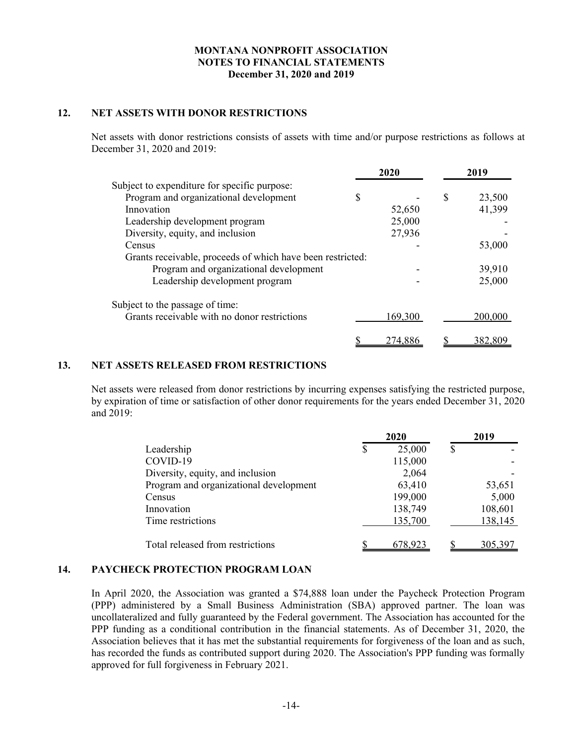**MONTANA NONPROFIT ASSOCIATION**
**NOTES TO FINANCIAL STATEMENTS**
**December 31, 2020 and 2019**

## 12. NET ASSETS WITH DONOR RESTRICTIONS

Net assets with donor restrictions consists of assets with time and/or purpose restrictions as follows at December 31, 2020 and 2019:

| | 2020 | 2019 |
|---|---|---|
| Subject to expenditure for specific purpose: | | |
| Program and organizational development | $ - | $ 23,500 |
| Innovation | 52,650 | 41,399 |
| Leadership development program | 25,000 | - |
| Diversity, equity, and inclusion | 27,936 | - |
| Census | - | 53,000 |
| Grants receivable, proceeds of which have been restricted: | | |
| Program and organizational development | - | 39,910 |
| Leadership development program | - | 25,000 |
| Subject to the passage of time: | | |
| Grants receivable with no donor restrictions | 169,300 | 200,000 |
| | $ 274,886 | $ 382,809 |

## 13. NET ASSETS RELEASED FROM RESTRICTIONS

Net assets were released from donor restrictions by incurring expenses satisfying the restricted purpose, by expiration of time or satisfaction of other donor requirements for the years ended December 31, 2020 and 2019:

| | 2020 | 2019 |
|---|---|---|
| Leadership | $ 25,000 | $ - |
| COVID-19 | 115,000 | - |
| Diversity, equity, and inclusion | 2,064 | - |
| Program and organizational development | 63,410 | 53,651 |
| Census | 199,000 | 5,000 |
| Innovation | 138,749 | 108,601 |
| Time restrictions | 135,700 | 138,145 |
| Total released from restrictions | $ 678,923 | $ 305,397 |

## 14. PAYCHECK PROTECTION PROGRAM LOAN

In April 2020, the Association was granted a $74,888 loan under the Paycheck Protection Program (PPP) administered by a Small Business Administration (SBA) approved partner. The loan was uncollateralized and fully guaranteed by the Federal government. The Association has accounted for the PPP funding as a conditional contribution in the financial statements. As of December 31, 2020, the Association believes that it has met the substantial requirements for forgiveness of the loan and as such, has recorded the funds as contributed support during 2020. The Association's PPP funding was formally approved for full forgiveness in February 2021.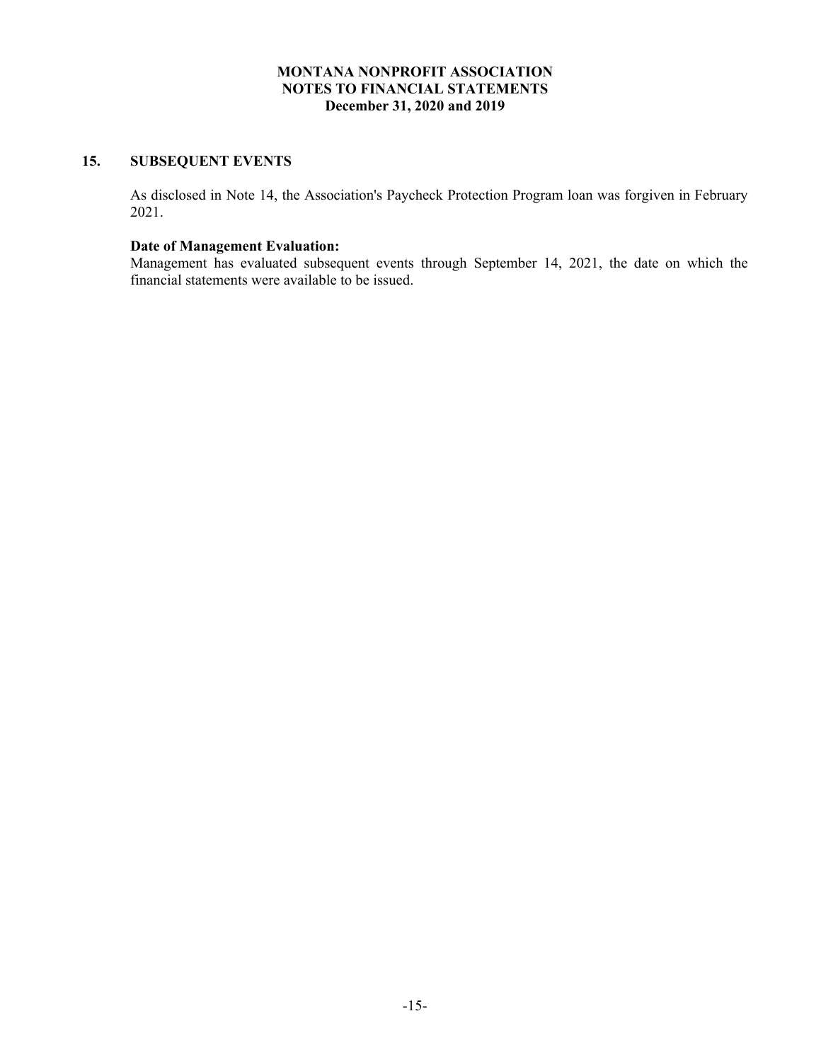## 15. SUBSEQUENT EVENTS

As disclosed in Note 14, the Association's Paycheck Protection Program loan was forgiven in February 2021.

**Date of Management Evaluation:**
Management has evaluated subsequent events through September 14, 2021, the date on which the financial statements were available to be issued.